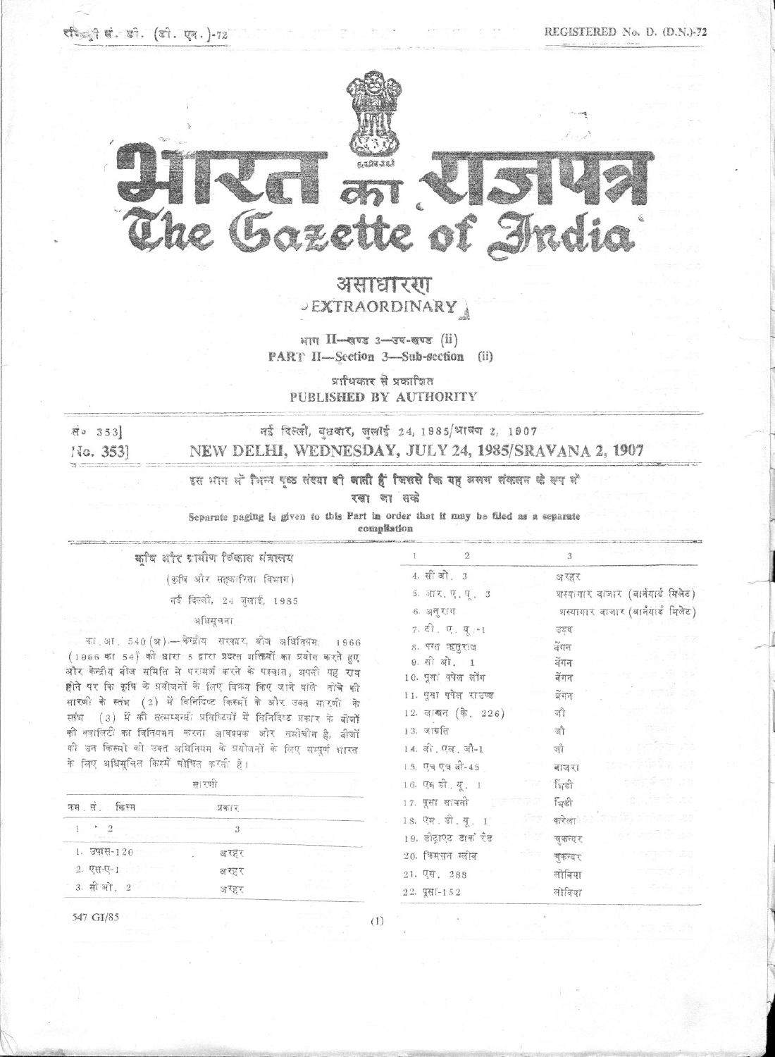रजिस्ट्री सं. डी. (डी. एल.)-72 REGISTERED No. D. (D.N.)-72

# भारत का राजपत्र
# The Gazette of India

## असाधारण
## EXTRAORDINARY

भाग II—खण्ड 3—उप-खण्ड (ii)
PART II—Section 3—Sub-section (ii)

प्राधिकार से प्रकाशित
PUBLISHED BY AUTHORITY

सं० 353] नई दिल्ली, बुधवार, जुलाई 24, 1985/श्रावण 2, 1907
No. 353] NEW DELHI, WEDNESDAY, JULY 24, 1985/SRAVANA 2, 1907

इस भाग में भिन्न पृष्ठ संख्या दी जाती है जिससे कि यह अलग संकलन के रूप में रखा जा सके

Separate paging is given to this Part in order that it may be filed as a separate compilation

### कृषि और ग्रामीण विकास मंत्रालय

(कृषि और सहकारिता विभाग)

नई दिल्ली, 24 जुलाई, 1985

अधिसूचना

का. आ. 540 (अ).—केन्द्रीय सरकार, बीज अधिनियम, 1966 (1966 का 54) की धारा 5 द्वारा प्रदत्त शक्तियों का प्रयोग करते हुए और केन्द्रीय बीज समिति से परामर्श करने के पश्चात्, अपनी यह राय होने पर कि कृषि के प्रयोजनों के लिए विक्रय किए जाने वाले नीचे की सारणी के स्तंभ (2) में विनिर्दिष्ट किस्मों के और उक्त सारणी के स्तंभ (3) में की तत्सम्बन्धी प्रविष्टियों में विनिर्दिष्ट प्रकार के बीजों की क्वालिटी का विनियमन करना आवश्यक और समीचीन है, बीजों की उन किस्मों को उक्त अधिनियम के प्रयोजनों के लिए सम्पूर्ण भारत के लिए अधिसूचित किस्में घोषित करती है।

सारणी

| क्र. सं. | किस्म | प्रकार |
|---|---|---|
| 1 | 2 | 3 |
| 1. | उपास-120 | अरहर |
| 2. | एस-ए-1 | अरहर |
| 3. | सी ओ. 2 | अरहर |
| 4. | सी ओ. 3 | अरहर |
| 5. | आर. ए. यू. 3 | शस्यागार बाजार (बार्नयार्ड मिलेट) |
| 6. | अनुराग | शस्यागार बाजार (बार्नयार्ड मिलेट) |
| 7. | टी. ए. यू.-1 | उड़द |
| 8. | पन्त ऋतुराज | बेंगन |
| 9. | सी ओ. 1 | बेंगन |
| 10. | पूसा पर्पल लोंग | बेंगन |
| 11. | पूसा पर्पल राउण्ड | बेंगन |
| 12. | लाबन (के. 226) | जौ |
| 13. | जागृति | जौ |
| 14. | बी. एल. जी-1 | जौ |
| 15. | एच एच बी-45 | बाजरा |
| 16. | एम डी. यू. 1 | भिंडी |
| 17. | पूसा सावनी | भिंडी |
| 18. | एम. डी. यू. 1 | करेला |
| 19. | डीट्राएट डार्क रेड | चुकन्दर |
| 20. | क्रिमसन ग्लोब | चुकन्दर |
| 21. | एस. 288 | लोबिया |
| 22. | पूसा-152 | लोबिया |

547 GI/85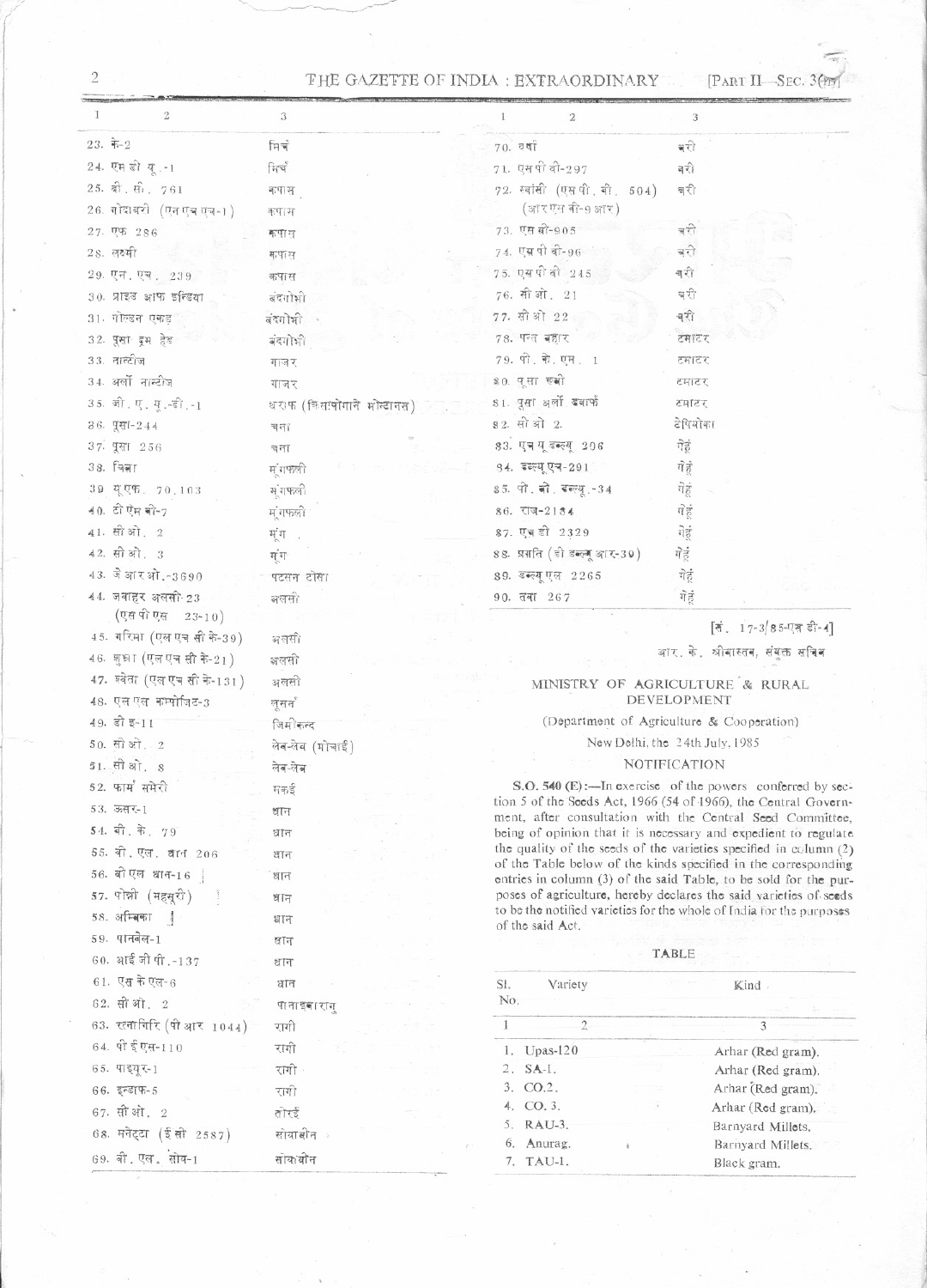| 1 | 2 | 3 |
|---|---|---|
| 23. | के-2 | मिर्च |
| 24. | एस डी यू.-1 | मिर्च |
| 25. | बी. सी. 761 | कपास |
| 26. | गोदावरी (एल एच एच-1) | कपास |
| 27. | एफ 286 | कपास |
| 28. | लक्ष्मी | कपास |
| 29. | एन. एच. 239 | कपास |
| 30. | प्राइड आफ इन्डिया | बंदगोभी |
| 31. | गोल्डन एकड़ | बंदगोभी |
| 32. | पूसा ड्रम हेड | बंदगोभी |
| 33. | नान्टीज | गाजर |
| 34. | अर्ली नान्टीज | गाजर |
| 35. | जी. ए. यू.-जी.-1 | ग्वार (सिसापोगासे मोन्टानस) |
| 36. | पूसा-244 | चना |
| 37. | पूसा 256 | चना |
| 38. | बिरसा | मूंगफली |
| 39. | यू एफ. 70,103 | मूंगफली |
| 40. | टी एम वी-7 | मूंगफली |
| 41. | सी ओ. 2 | मूंग |
| 42. | सी ओ. 3 | मूंग |
| 43. | जे आर ओ.-3690 | पटसन टोसा |
| 44. | जवाहर अलसी-23 (एस पी एस 23-10) | अलसी |
| 45. | गरिमा (एल एच सी के-39) | अलसी |
| 46. | शुभ्रा (एल एच सी के-21) | अलसी |
| 47. | श्वेता (एल एच सी के-131) | अलसी |
| 48. | एल एल काम्पोजिट-3 | ल्यूसर्न |
| 49. | डी इ-11 | जिमीकन्द |
| 50. | सी ओ. 2 | लेब-लेब (सोंवाई) |
| 51. | सी ओ. 8 | लेब-लेब |
| 52. | फार्म समेरी | मकई |
| 53. | ऊसर-1 | धान |
| 54. | बी. के. 79 | धान |
| 55. | बी. एल. धान 206 | धान |
| 56. | बी एल धान-16 | धान |
| 57. | पोन्नी (महसूरी) | धान |
| 58. | अम्बिका | धान |
| 59. | पानवेल-1 | धान |
| 60. | आई जी पी.-137 | धान |
| 61. | एस के एल-6 | धान |
| 62. | सी ओ. 2 | पातालबाराग |
| 63. | रत्नागिरि (पी आर 1044) | रागी |
| 64. | पी ई एस-110 | रागी |
| 65. | पाइयूर-1 | रागी |
| 66. | इन्डाफ-5 | रागी |
| 67. | सी ओ. 2 | तोरई |
| 68. | मनेट्टा (ई सी 2587) | सोयाबीन |
| 69. | बी. एल. सोय-1 | सोयाबीन |
| 70. | वर्षा | बरी |
| 71. | एस पी वी-297 | बरी |
| 72. | स्वाती (एस पी. बी. 504) (आर एस वी-9 आर) | बरी |
| 73. | एस बी-905 | बरी |
| 74. | एस पी वी-96 | बरी |
| 75. | एस पी वी 245 | बरी |
| 76. | सी ओ. 21 | बरी |
| 77. | सी ओ 22 | बरी |
| 78. | पन्त बहार | टमाटर |
| 79. | पी. के. एम. 1 | टमाटर |
| 80. | पूसा रूबी | टमाटर |
| 81. | पूसा अर्ली ड्वार्फ | टमाटर |
| 82. | सी ओ 2. | टेपियोका |
| 83. | एच यू डब्ल्यू 206 | गेहूं |
| 84. | डब्ल्यू एच-291 | गेहूं |
| 85. | पी. बी. डब्ल्यू.-34 | गेहूं |
| 86. | राज-2184 | गेहूं |
| 87. | एच डी 2329 | गेहूं |
| 88. | प्रगति (डी डब्ल्यू आर-39) | गेहूं |
| 89. | डब्ल्यू एल 2265 | गेहूं |
| 90. | तवा 267 | गेहूं |

[सं. 17-3/85-एस डी-4]

आर. के. श्रीवास्तव, संयुक्त सचिव

## MINISTRY OF AGRICULTURE & RURAL DEVELOPMENT

(Department of Agriculture & Cooperation)

New Delhi, the 24th July, 1985

### NOTIFICATION

**S.O. 540 (E)**:—In exercise of the powers conferred by section 5 of the Seeds Act, 1966 (54 of 1966), the Central Government, after consultation with the Central Seed Committee, being of opinion that it is necessary and expedient to regulate the quality of the seeds of the varieties specified in column (2) of the Table below of the kinds specified in the corresponding entries in column (3) of the said Table, to be sold for the purposes of agriculture, hereby declares the said varieties of seeds to be the notified varieties for the whole of India for the purposes of the said Act.

TABLE

| Sl. No. | Variety | Kind |
|---|---|---|
| 1 | 2 | 3 |
| 1. | Upas-120 | Arhar (Red gram). |
| 2. | SA-1. | Arhar (Red gram). |
| 3. | CO.2. | Arhar (Red gram). |
| 4. | CO. 3. | Arhar (Red gram). |
| 5. | RAU-3. | Barnyard Millets. |
| 6. | Anurag. | Barnyard Millets. |
| 7. | TAU-1. | Black gram. |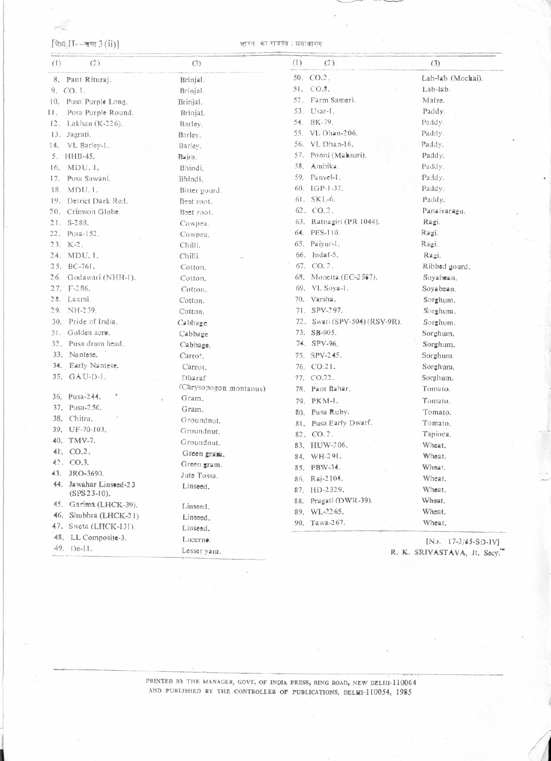| (1) | (2) | (3) |
|---|---|---|
| 8. | Pant Rituraj. | Brinjal. |
| 9. | CO. 1. | Brinjal. |
| 10. | Pusa Purple Long. | Brinjal. |
| 11. | Pusa Purple Round. | Brinjal. |
| 12. | Lakhan (K-226). | Barley. |
| 13. | Jagrati. | Barley. |
| 14. | VL Barley-1. | Barley. |
| 15. | HHB-45. | Bajra. |
| 16. | MDU. 1. | Bhindi. |
| 17. | Pusa Sawani. | Bhindi. |
| 18. | MDU. 1. | Bitter gourd. |
| 19. | Detriot Dark Red. | Beet root. |
| 20. | Crimson Globe. | Beet root. |
| 21. | S-288. | Cowpea. |
| 22. | Pusa-152. | Cowpea. |
| 23. | K-2. | Chilli. |
| 24. | MDU. 1. | Chilli. |
| 25. | BC-761. | Cotton. |
| 26. | Godawari (NHH-1). | Cotton. |
| 27. | F-286. | Cotton. |
| 28. | Laxmi. | Cotton. |
| 29. | NH-239. | Cotton. |
| 30. | Pride of India. | Cabbage |
| 31. | Golden acre. | Cabbage |
| 32. | Pusa drum head. | Cabbage. |
| 33. | Nantese. | Carrot. |
| 34. | Early Nantese. | Carrot. |
| 35. | GAU-D-1. | Dharaf (Chrysopogon montanus) |
| 36. | Pusa-244. | Gram. |
| 37. | Pusa-256. | Gram. |
| 38. | Chitra. | Groundnut. |
| 39. | UF-70-103. | Groundnut. |
| 40. | TMV-7. | Groundnut. |
| 41. | CO.2. | Green gram. |
| 42. | CO.3. | Green gram. |
| 43. | JRO-3690. | Jute Tossa. |
| 44. | Jawahar Linseed-23 (SPS 23-10). | Linseed. |
| 45. | Garima (LHCK-39). | Linseed. |
| 46. | Shubhra (LHCK-21). | Linseed. |
| 47. | Sweta (LHCK-131). | Linseed. |
| 48. | LL Composite-3. | Lucerne. |
| 49. | Do-11. | Lesser yam. |
| 50. | CO.2. | Lab-lab (Mochai). |
| 51. | CO.8. | Lab-lab. |
| 52. | Farm Sameri. | Maize. |
| 53. | Usar-1. | Paddy. |
| 54. | BK-79. | Paddy. |
| 55. | VL Dhan-206. | Paddy. |
| 56. | VL Dhan-16. | Paddy. |
| 57. | Ponni (Maksuri). | Paddy. |
| 58. | Ambika. | Paddy. |
| 59. | Panvel-1. | Paddy. |
| 60. | IGP-1-37. | Paddy. |
| 61. | SKL-6. | Paddy. |
| 62. | CO.2. | Panaivaragu. |
| 63. | Ratnagiri (PR 1044). | Ragi. |
| 64. | PES-110. | Ragi. |
| 65. | Paiyur-1. | Ragi. |
| 66. | Indaf-5. | Ragi. |
| 67. | CO.2. | Ribbed gourd. |
| 68. | Monetta (EC-2587). | Soyabean. |
| 69. | VL Soya-1. | Soyabean. |
| 70. | Varsha. | Sorghum. |
| 71. | SPV-297. | Sorghum. |
| 72. | Swati (SPV-504) (RSV-9R). | Sorghum. |
| 73. | SB-905. | Sorghum. |
| 74. | SPV-96. | Sorghum. |
| 75. | SPV-245. | Sorghum. |
| 76. | CO.21. | Sorghum. |
| 77. | CO.22. | Sorghum. |
| 78. | Pant Bahar. | Tomato. |
| 79. | PKM-1. | Tomato. |
| 80. | Pusa Ruby. | Tomato. |
| 81. | Pusa Early Dwarf. | Tomato. |
| 82. | CO.2. | Tapioca. |
| 83. | HUW-206. | Wheat. |
| 84. | WH-291. | Wheat. |
| 85. | PBW-34. | Wheat. |
| 86. | Raj-2104. | Wheat. |
| 87. | HD-2329. | Wheat. |
| 88. | Pragati (DWR-39). | Wheat. |
| 89. | WL-2265. | Wheat. |
| 90. | Tawa-267. | Wheat. |

[No. 17-3/85-SD-IV]

R. K. SRIVASTAVA, Jt. Secy.

PRINTED BY THE MANAGER, GOVT. OF INDIA PRESS, RING ROAD, NEW DELHI-110064 AND PUBLISHED BY THE CONTROLLER OF PUBLICATIONS, DELHI-110054, 1985